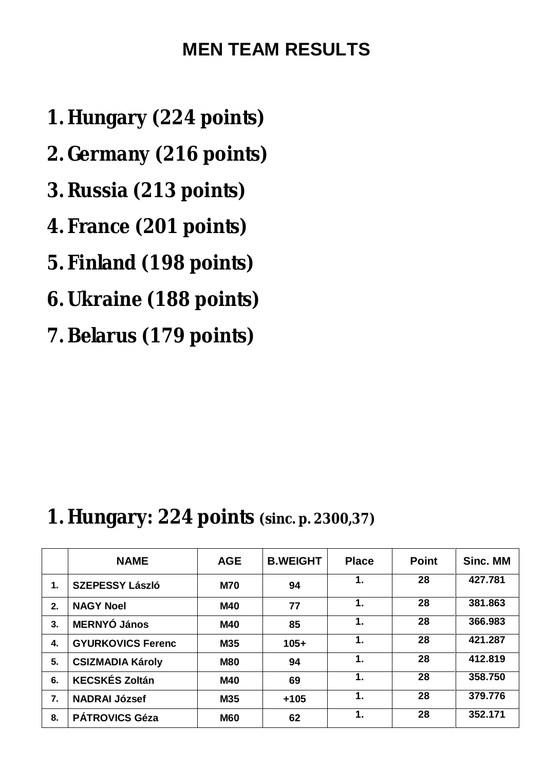# MEN TEAM RESULTS

1. **Hungary (224 points)**
2. **Germany (216 points)**
3. **Russia (213 points)**
4. **France (201 points)**
5. **Finland (198 points)**
6. **Ukraine (188 points)**
7. **Belarus (179 points)**

## 1. Hungary: 224 points (sinc. p. 2300,37)

| | NAME | AGE | B.WEIGHT | Place | Point | Sinc. MM |
|---|---|---|---|---|---|---|
| 1. | SZEPESSY László | M70 | 94 | 1. | 28 | 427.781 |
| 2. | NAGY Noel | M40 | 77 | 1. | 28 | 381.863 |
| 3. | MERNYÓ János | M40 | 85 | 1. | 28 | 366.983 |
| 4. | GYURKOVICS Ferenc | M35 | 105+ | 1. | 28 | 421.287 |
| 5. | CSIZMADIA Károly | M80 | 94 | 1. | 28 | 412.819 |
| 6. | KECSKÉS Zoltán | M40 | 69 | 1. | 28 | 358.750 |
| 7. | NADRAI József | M35 | +105 | 1. | 28 | 379.776 |
| 8. | PÁTROVICS Géza | M60 | 62 | 1. | 28 | 352.171 |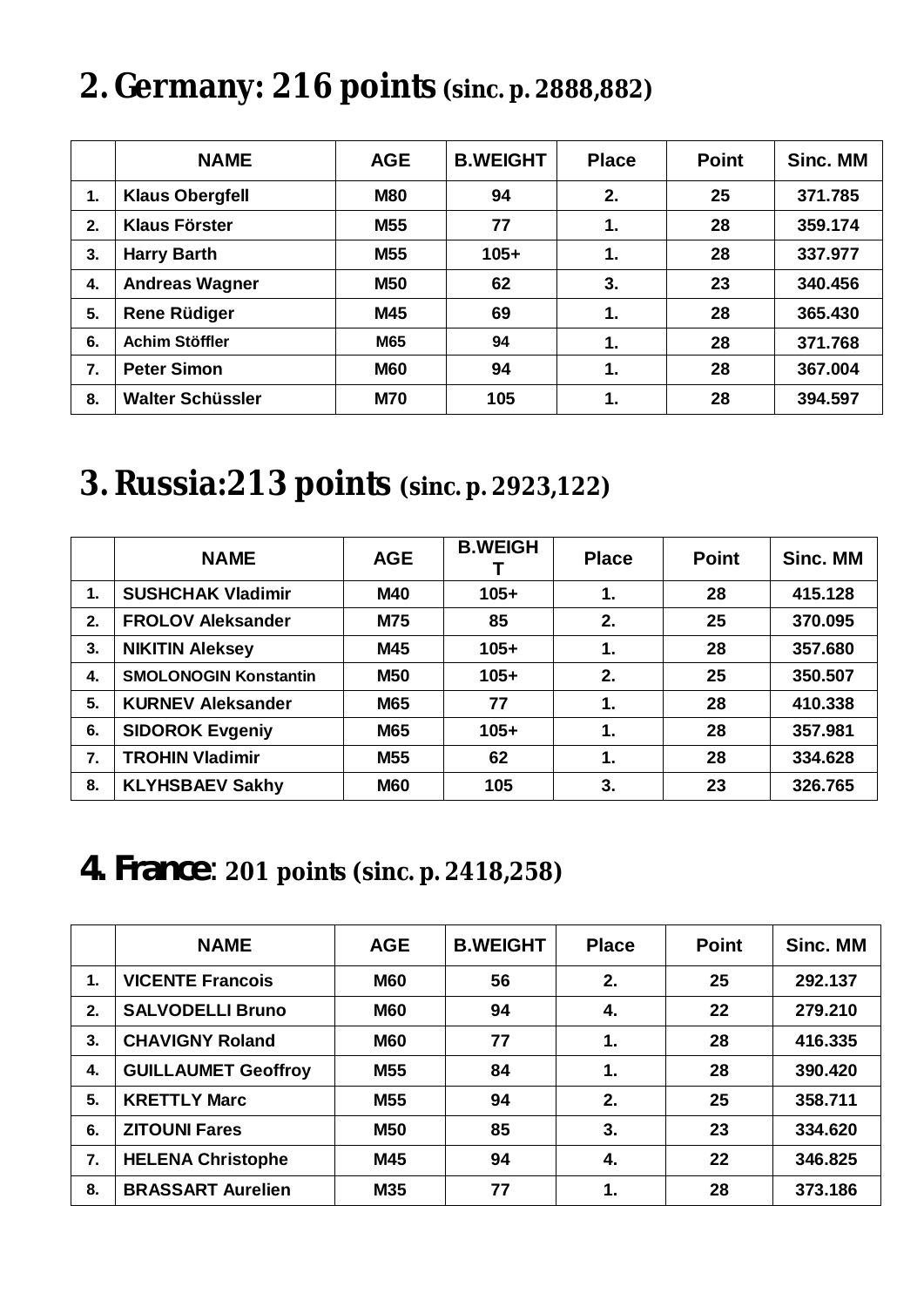## 2. Germany: 216 points (sinc. p. 2888,882)

| | NAME | AGE | B.WEIGHT | Place | Point | Sinc. MM |
|---|---|---|---|---|---|---|
| 1. | Klaus Obergfell | M80 | 94 | 2. | 25 | 371.785 |
| 2. | Klaus Förster | M55 | 77 | 1. | 28 | 359.174 |
| 3. | Harry Barth | M55 | 105+ | 1. | 28 | 337.977 |
| 4. | Andreas Wagner | M50 | 62 | 3. | 23 | 340.456 |
| 5. | Rene Rüdiger | M45 | 69 | 1. | 28 | 365.430 |
| 6. | Achim Stöffler | M65 | 94 | 1. | 28 | 371.768 |
| 7. | Peter Simon | M60 | 94 | 1. | 28 | 367.004 |
| 8. | Walter Schüssler | M70 | 105 | 1. | 28 | 394.597 |

## 3. Russia:213 points (sinc. p. 2923,122)

| | NAME | AGE | B.WEIGHT | Place | Point | Sinc. MM |
|---|---|---|---|---|---|---|
| 1. | SUSHCHAK Vladimir | M40 | 105+ | 1. | 28 | 415.128 |
| 2. | FROLOV Aleksander | M75 | 85 | 2. | 25 | 370.095 |
| 3. | NIKITIN Aleksey | M45 | 105+ | 1. | 28 | 357.680 |
| 4. | SMOLONOGIN Konstantin | M50 | 105+ | 2. | 25 | 350.507 |
| 5. | KURNEV Aleksander | M65 | 77 | 1. | 28 | 410.338 |
| 6. | SIDOROK Evgeniy | M65 | 105+ | 1. | 28 | 357.981 |
| 7. | TROHIN Vladimir | M55 | 62 | 1. | 28 | 334.628 |
| 8. | KLYHSBAEV Sakhy | M60 | 105 | 3. | 23 | 326.765 |

## 4. France: 201 points (sinc. p. 2418,258)

| | NAME | AGE | B.WEIGHT | Place | Point | Sinc. MM |
|---|---|---|---|---|---|---|
| 1. | VICENTE Francois | M60 | 56 | 2. | 25 | 292.137 |
| 2. | SALVODELLI Bruno | M60 | 94 | 4. | 22 | 279.210 |
| 3. | CHAVIGNY Roland | M60 | 77 | 1. | 28 | 416.335 |
| 4. | GUILLAUMET Geoffroy | M55 | 84 | 1. | 28 | 390.420 |
| 5. | KRETTLY Marc | M55 | 94 | 2. | 25 | 358.711 |
| 6. | ZITOUNI Fares | M50 | 85 | 3. | 23 | 334.620 |
| 7. | HELENA Christophe | M45 | 94 | 4. | 22 | 346.825 |
| 8. | BRASSART Aurelien | M35 | 77 | 1. | 28 | 373.186 |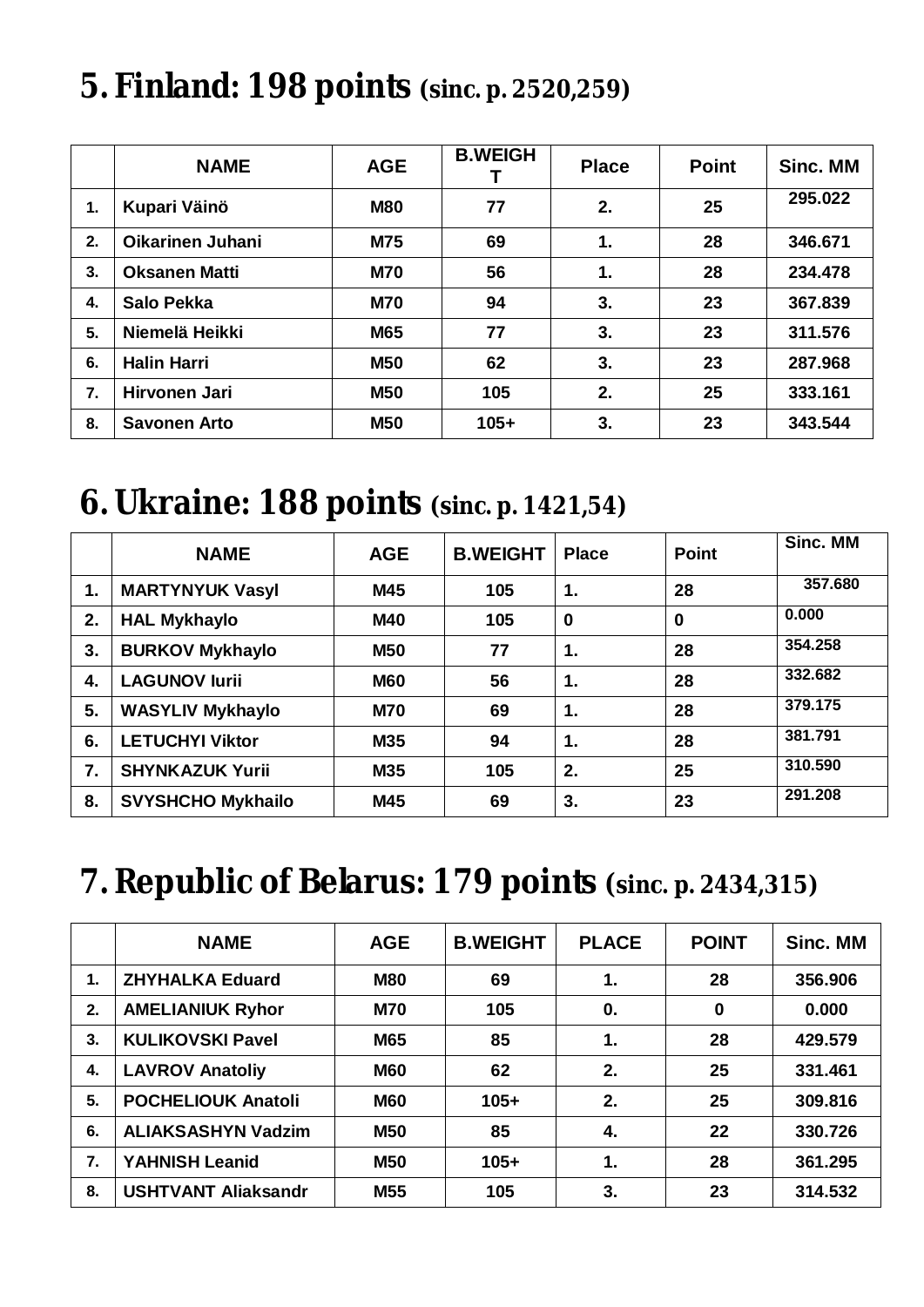## 5. Finland: 198 points (sinc. p. 2520,259)

| | NAME | AGE | B.WEIGHT | Place | Point | Sinc. MM |
|---|---|---|---|---|---|---|
| 1. | Kupari Väinö | M80 | 77 | 2. | 25 | 295.022 |
| 2. | Oikarinen Juhani | M75 | 69 | 1. | 28 | 346.671 |
| 3. | Oksanen Matti | M70 | 56 | 1. | 28 | 234.478 |
| 4. | Salo Pekka | M70 | 94 | 3. | 23 | 367.839 |
| 5. | Niemelä Heikki | M65 | 77 | 3. | 23 | 311.576 |
| 6. | Halin Harri | M50 | 62 | 3. | 23 | 287.968 |
| 7. | Hirvonen Jari | M50 | 105 | 2. | 25 | 333.161 |
| 8. | Savonen Arto | M50 | 105+ | 3. | 23 | 343.544 |

## 6. Ukraine: 188 points (sinc. p. 1421,54)

| | NAME | AGE | B.WEIGHT | Place | Point | Sinc. MM |
|---|---|---|---|---|---|---|
| 1. | MARTYNYUK Vasyl | M45 | 105 | 1. | 28 | 357.680 |
| 2. | HAL Mykhaylo | M40 | 105 | 0 | 0 | 0.000 |
| 3. | BURKOV Mykhaylo | M50 | 77 | 1. | 28 | 354.258 |
| 4. | LAGUNOV Iurii | M60 | 56 | 1. | 28 | 332.682 |
| 5. | WASYLIV Mykhaylo | M70 | 69 | 1. | 28 | 379.175 |
| 6. | LETUCHYI Viktor | M35 | 94 | 1. | 28 | 381.791 |
| 7. | SHYNKAZUK Yurii | M35 | 105 | 2. | 25 | 310.590 |
| 8. | SVYSHCHO Mykhailo | M45 | 69 | 3. | 23 | 291.208 |

## 7. Republic of Belarus: 179 points (sinc. p. 2434,315)

| | NAME | AGE | B.WEIGHT | PLACE | POINT | Sinc. MM |
|---|---|---|---|---|---|---|
| 1. | ZHYHALKA Eduard | M80 | 69 | 1. | 28 | 356.906 |
| 2. | AMELIANIUK Ryhor | M70 | 105 | 0. | 0 | 0.000 |
| 3. | KULIKOVSKI Pavel | M65 | 85 | 1. | 28 | 429.579 |
| 4. | LAVROV Anatoliy | M60 | 62 | 2. | 25 | 331.461 |
| 5. | POCHELIOUK Anatoli | M60 | 105+ | 2. | 25 | 309.816 |
| 6. | ALIAKSASHYN Vadzim | M50 | 85 | 4. | 22 | 330.726 |
| 7. | YAHNISH Leanid | M50 | 105+ | 1. | 28 | 361.295 |
| 8. | USHTVANT Aliaksandr | M55 | 105 | 3. | 23 | 314.532 |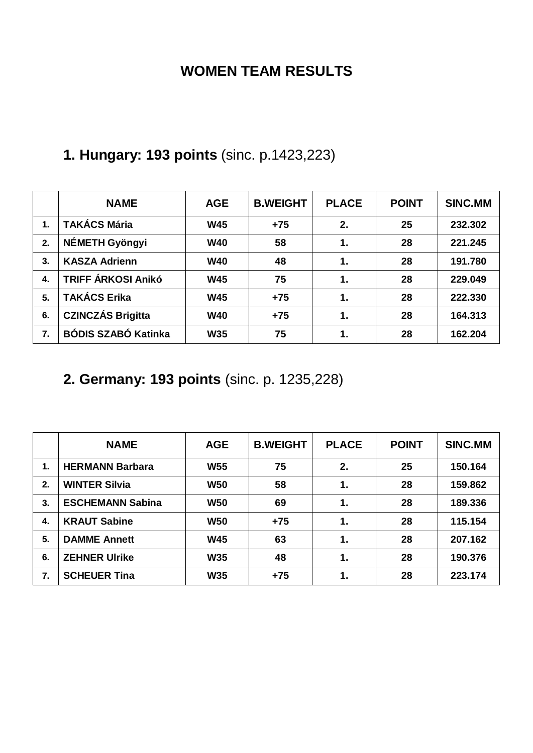# WOMEN TEAM RESULTS

## 1. Hungary: 193 points (sinc. p.1423,223)

| | NAME | AGE | B.WEIGHT | PLACE | POINT | SINC.MM |
|---|---|---|---|---|---|---|
| 1. | TAKÁCS Mária | W45 | +75 | 2. | 25 | 232.302 |
| 2. | NÉMETH Gyöngyi | W40 | 58 | 1. | 28 | 221.245 |
| 3. | KASZA Adrienn | W40 | 48 | 1. | 28 | 191.780 |
| 4. | TRIFF ÁRKOSI Anikó | W45 | 75 | 1. | 28 | 229.049 |
| 5. | TAKÁCS Erika | W45 | +75 | 1. | 28 | 222.330 |
| 6. | CZINCZÁS Brigitta | W40 | +75 | 1. | 28 | 164.313 |
| 7. | BÓDIS SZABÓ Katinka | W35 | 75 | 1. | 28 | 162.204 |

## 2. Germany: 193 points (sinc. p. 1235,228)

| | NAME | AGE | B.WEIGHT | PLACE | POINT | SINC.MM |
|---|---|---|---|---|---|---|
| 1. | HERMANN Barbara | W55 | 75 | 2. | 25 | 150.164 |
| 2. | WINTER Silvia | W50 | 58 | 1. | 28 | 159.862 |
| 3. | ESCHEMANN Sabina | W50 | 69 | 1. | 28 | 189.336 |
| 4. | KRAUT Sabine | W50 | +75 | 1. | 28 | 115.154 |
| 5. | DAMME Annett | W45 | 63 | 1. | 28 | 207.162 |
| 6. | ZEHNER Ulrike | W35 | 48 | 1. | 28 | 190.376 |
| 7. | SCHEUER Tina | W35 | +75 | 1. | 28 | 223.174 |